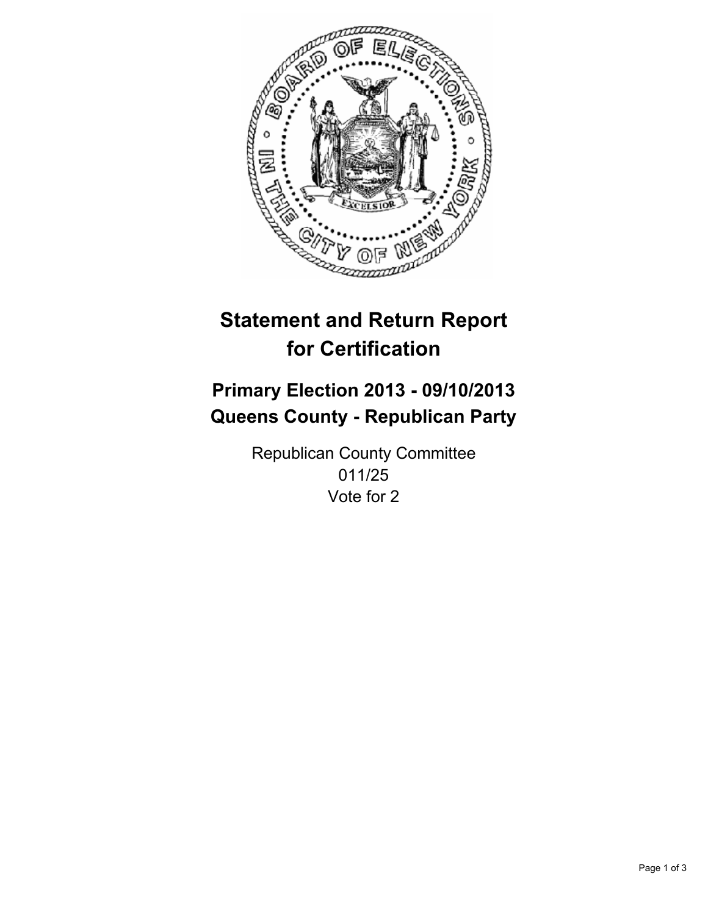# Statement and Return Report for Certification

## Primary Election 2013 - 09/10/2013
## Queens County - Republican Party

Republican County Committee
011/25
Vote for 2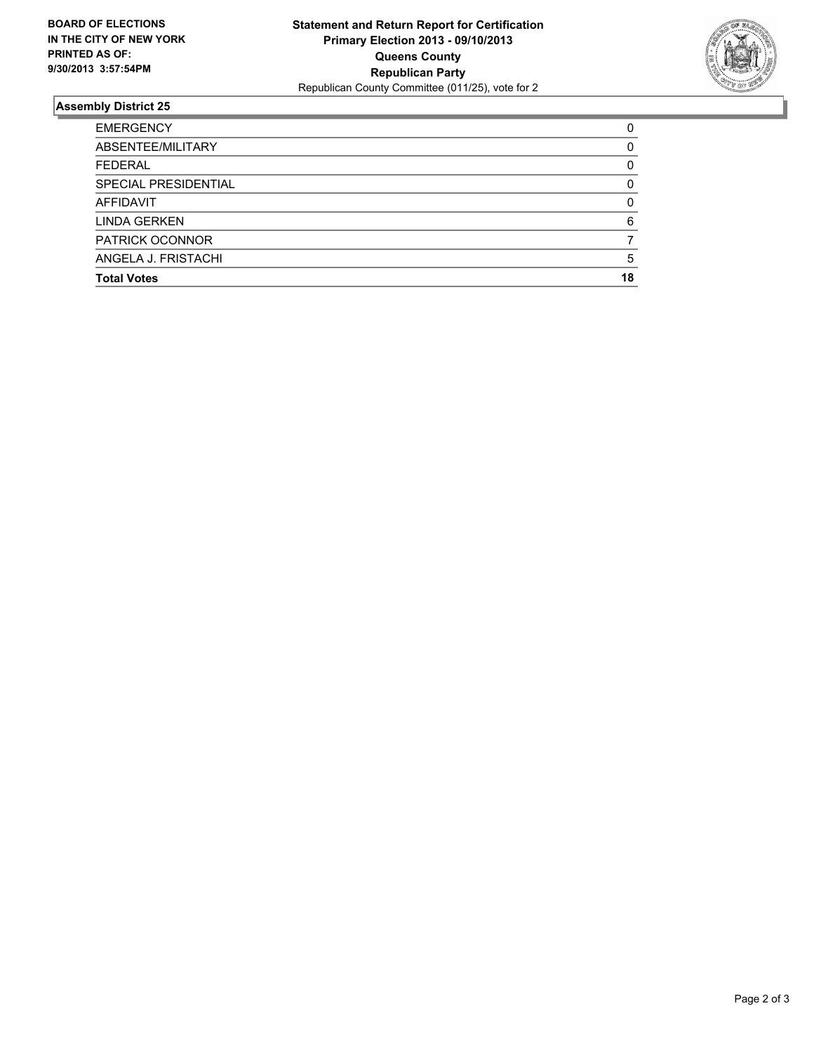**BOARD OF ELECTIONS IN THE CITY OF NEW YORK PRINTED AS OF: 9/30/2013 3:57:54PM**

**Statement and Return Report for Certification**
**Primary Election 2013 - 09/10/2013**
**Queens County**
**Republican Party**
Republican County Committee (011/25), vote for 2

## Assembly District 25

| | |
|---|---|
| EMERGENCY | 0 |
| ABSENTEE/MILITARY | 0 |
| FEDERAL | 0 |
| SPECIAL PRESIDENTIAL | 0 |
| AFFIDAVIT | 0 |
| LINDA GERKEN | 6 |
| PATRICK OCONNOR | 7 |
| ANGELA J. FRISTACHI | 5 |
| **Total Votes** | **18** |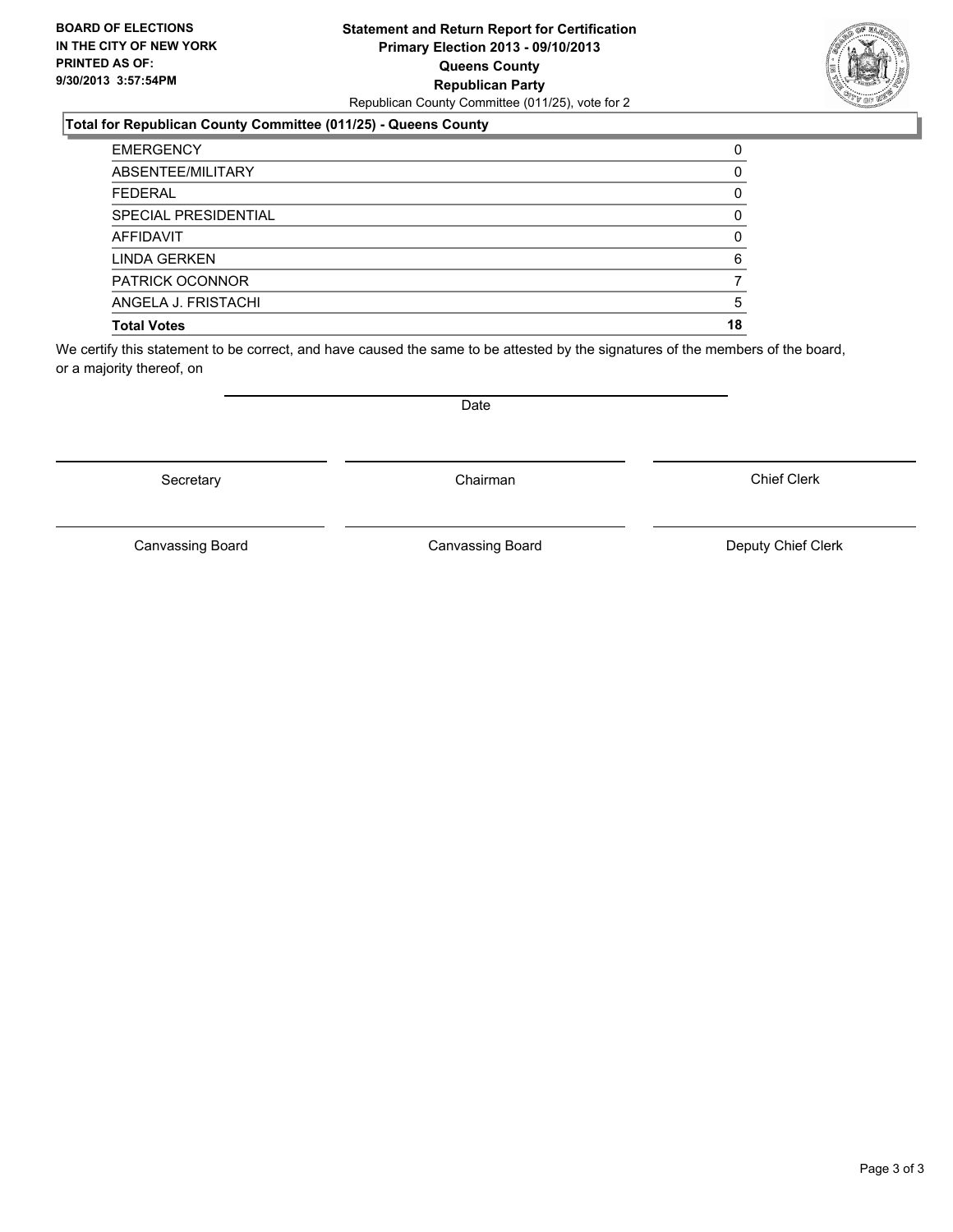**BOARD OF ELECTIONS IN THE CITY OF NEW YORK PRINTED AS OF: 9/30/2013 3:57:54PM**

**Statement and Return Report for Certification Primary Election 2013 - 09/10/2013 Queens County Republican Party**

Republican County Committee (011/25), vote for 2

### Total for Republican County Committee (011/25) - Queens County

| | |
|---|---|
| EMERGENCY | 0 |
| ABSENTEE/MILITARY | 0 |
| FEDERAL | 0 |
| SPECIAL PRESIDENTIAL | 0 |
| AFFIDAVIT | 0 |
| LINDA GERKEN | 6 |
| PATRICK OCONNOR | 7 |
| ANGELA J. FRISTACHI | 5 |
| **Total Votes** | **18** |

We certify this statement to be correct, and have caused the same to be attested by the signatures of the members of the board, or a majority thereof, on

Date

Secretary | Chairman | Chief Clerk

Canvassing Board | Canvassing Board | Deputy Chief Clerk